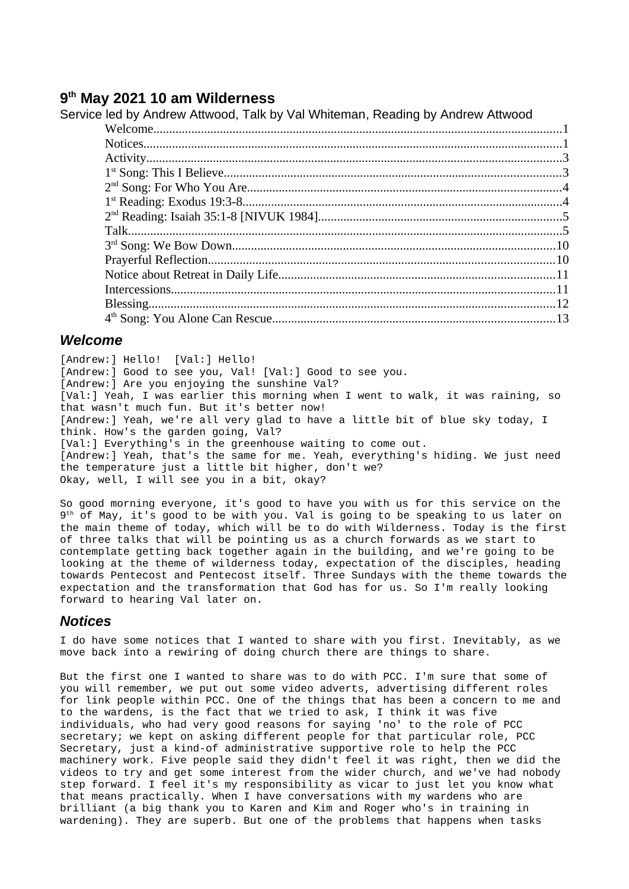# 9th May 2021 10 am Wilderness

Service led by Andrew Attwood, Talk by Val Whiteman, Reading by Andrew Attwood

- Welcome....1
- Notices....1
- Activity....3
- 1st Song: This I Believe....3
- 2nd Song: For Who You Are....4
- 1st Reading: Exodus 19:3-8....4
- 2nd Reading: Isaiah 35:1-8 [NIVUK 1984]....5
- Talk....5
- 3rd Song: We Bow Down....10
- Prayerful Reflection....10
- Notice about Retreat in Daily Life....11
- Intercessions....11
- Blessing....12
- 4th Song: You Alone Can Rescue....13

## *Welcome*

[Andrew:] Hello! [Val:] Hello!
[Andrew:] Good to see you, Val! [Val:] Good to see you.
[Andrew:] Are you enjoying the sunshine Val?
[Val:] Yeah, I was earlier this morning when I went to walk, it was raining, so that wasn't much fun. But it's better now!
[Andrew:] Yeah, we're all very glad to have a little bit of blue sky today, I think. How's the garden going, Val?
[Val:] Everything's in the greenhouse waiting to come out.
[Andrew:] Yeah, that's the same for me. Yeah, everything's hiding. We just need the temperature just a little bit higher, don't we?
Okay, well, I will see you in a bit, okay?

So good morning everyone, it's good to have you with us for this service on the 9th of May, it's good to be with you. Val is going to be speaking to us later on the main theme of today, which will be to do with Wilderness. Today is the first of three talks that will be pointing us as a church forwards as we start to contemplate getting back together again in the building, and we're going to be looking at the theme of wilderness today, expectation of the disciples, heading towards Pentecost and Pentecost itself. Three Sundays with the theme towards the expectation and the transformation that God has for us. So I'm really looking forward to hearing Val later on.

## *Notices*

I do have some notices that I wanted to share with you first. Inevitably, as we move back into a rewiring of doing church there are things to share.

But the first one I wanted to share was to do with PCC. I'm sure that some of you will remember, we put out some video adverts, advertising different roles for link people within PCC. One of the things that has been a concern to me and to the wardens, is the fact that we tried to ask, I think it was five individuals, who had very good reasons for saying 'no' to the role of PCC secretary; we kept on asking different people for that particular role, PCC Secretary, just a kind-of administrative supportive role to help the PCC machinery work. Five people said they didn't feel it was right, then we did the videos to try and get some interest from the wider church, and we've had nobody step forward. I feel it's my responsibility as vicar to just let you know what that means practically. When I have conversations with my wardens who are brilliant (a big thank you to Karen and Kim and Roger who's in training in wardening). They are superb. But one of the problems that happens when tasks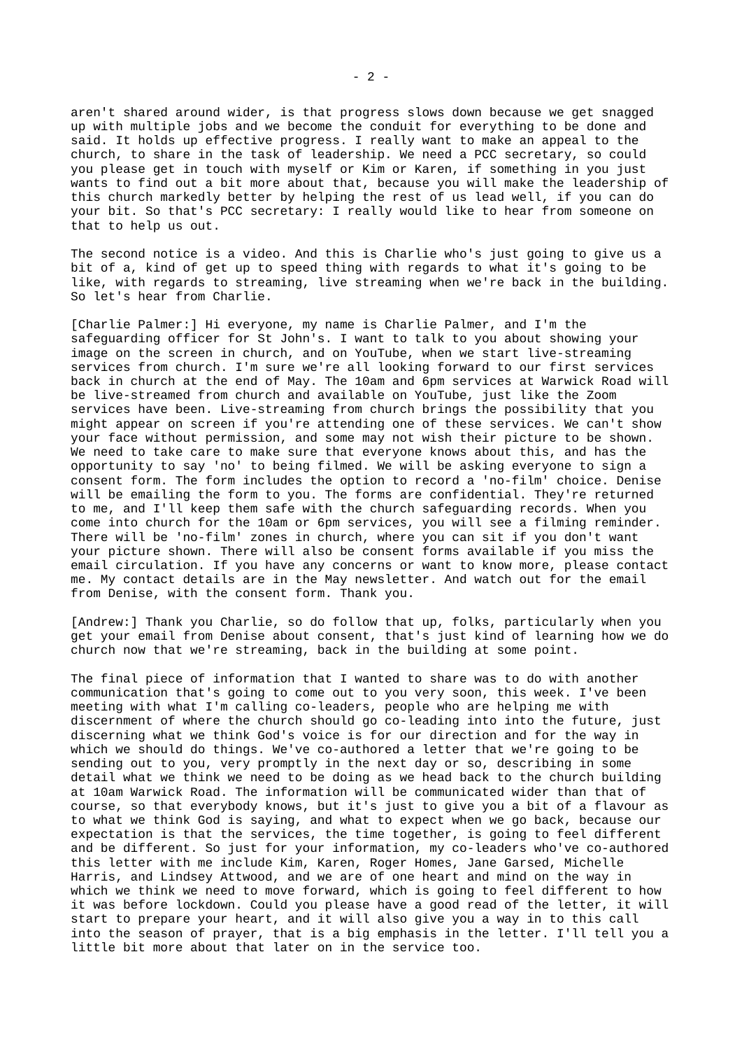aren't shared around wider, is that progress slows down because we get snagged up with multiple jobs and we become the conduit for everything to be done and said. It holds up effective progress. I really want to make an appeal to the church, to share in the task of leadership. We need a PCC secretary, so could you please get in touch with myself or Kim or Karen, if something in you just wants to find out a bit more about that, because you will make the leadership of this church markedly better by helping the rest of us lead well, if you can do your bit. So that's PCC secretary: I really would like to hear from someone on that to help us out.

The second notice is a video. And this is Charlie who's just going to give us a bit of a, kind of get up to speed thing with regards to what it's going to be like, with regards to streaming, live streaming when we're back in the building. So let's hear from Charlie.

[Charlie Palmer:] Hi everyone, my name is Charlie Palmer, and I'm the safeguarding officer for St John's. I want to talk to you about showing your image on the screen in church, and on YouTube, when we start live-streaming services from church. I'm sure we're all looking forward to our first services back in church at the end of May. The 10am and 6pm services at Warwick Road will be live-streamed from church and available on YouTube, just like the Zoom services have been. Live-streaming from church brings the possibility that you might appear on screen if you're attending one of these services. We can't show your face without permission, and some may not wish their picture to be shown. We need to take care to make sure that everyone knows about this, and has the opportunity to say 'no' to being filmed. We will be asking everyone to sign a consent form. The form includes the option to record a 'no-film' choice. Denise will be emailing the form to you. The forms are confidential. They're returned to me, and I'll keep them safe with the church safeguarding records. When you come into church for the 10am or 6pm services, you will see a filming reminder. There will be 'no-film' zones in church, where you can sit if you don't want your picture shown. There will also be consent forms available if you miss the email circulation. If you have any concerns or want to know more, please contact me. My contact details are in the May newsletter. And watch out for the email from Denise, with the consent form. Thank you.

[Andrew:] Thank you Charlie, so do follow that up, folks, particularly when you get your email from Denise about consent, that's just kind of learning how we do church now that we're streaming, back in the building at some point.

The final piece of information that I wanted to share was to do with another communication that's going to come out to you very soon, this week. I've been meeting with what I'm calling co-leaders, people who are helping me with discernment of where the church should go co-leading into into the future, just discerning what we think God's voice is for our direction and for the way in which we should do things. We've co-authored a letter that we're going to be sending out to you, very promptly in the next day or so, describing in some detail what we think we need to be doing as we head back to the church building at 10am Warwick Road. The information will be communicated wider than that of course, so that everybody knows, but it's just to give you a bit of a flavour as to what we think God is saying, and what to expect when we go back, because our expectation is that the services, the time together, is going to feel different and be different. So just for your information, my co-leaders who've co-authored this letter with me include Kim, Karen, Roger Homes, Jane Garsed, Michelle Harris, and Lindsey Attwood, and we are of one heart and mind on the way in which we think we need to move forward, which is going to feel different to how it was before lockdown. Could you please have a good read of the letter, it will start to prepare your heart, and it will also give you a way in to this call into the season of prayer, that is a big emphasis in the letter. I'll tell you a little bit more about that later on in the service too.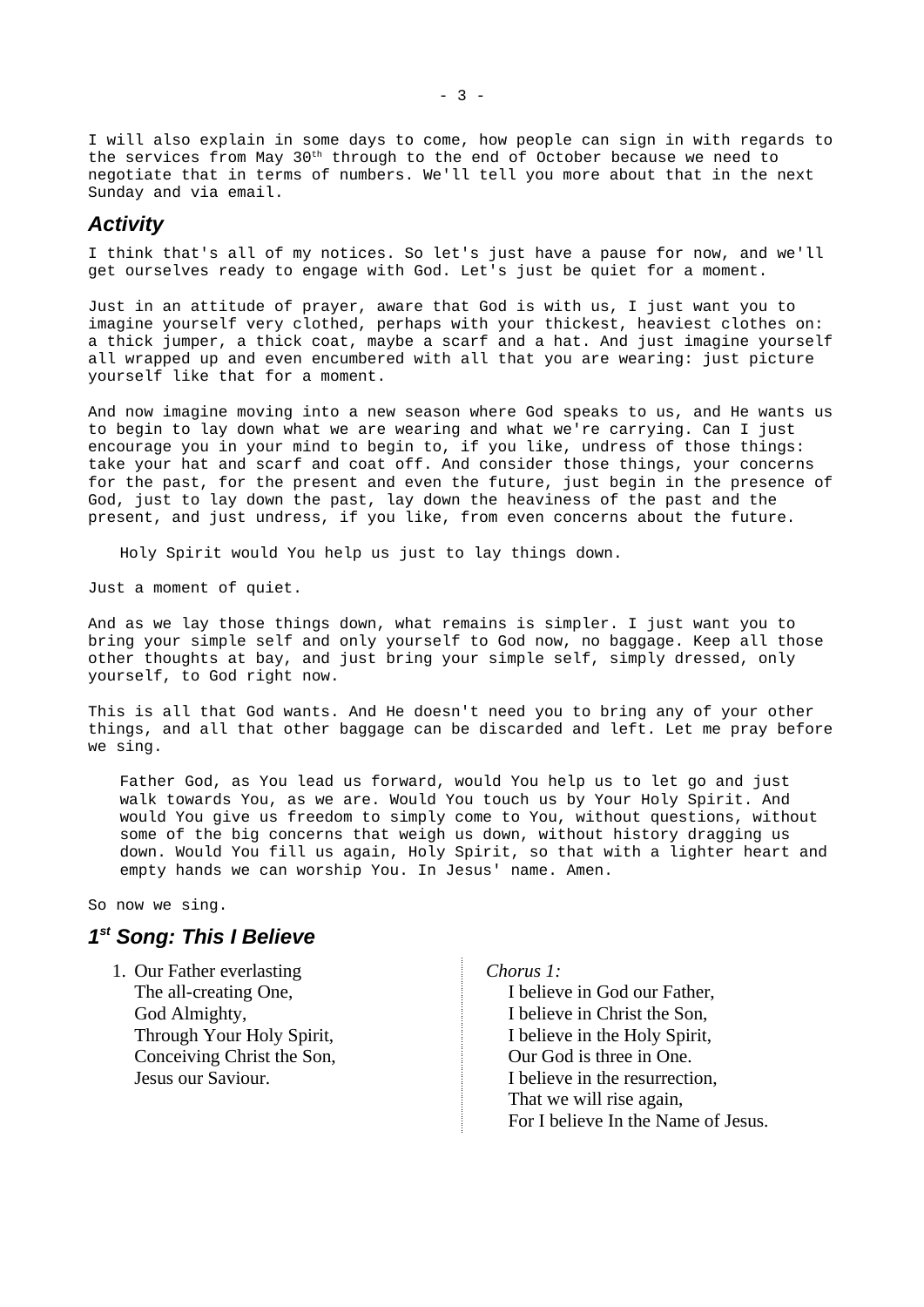I will also explain in some days to come, how people can sign in with regards to the services from May 30th through to the end of October because we need to negotiate that in terms of numbers. We'll tell you more about that in the next Sunday and via email.

## Activity

I think that's all of my notices. So let's just have a pause for now, and we'll get ourselves ready to engage with God. Let's just be quiet for a moment.

Just in an attitude of prayer, aware that God is with us, I just want you to imagine yourself very clothed, perhaps with your thickest, heaviest clothes on: a thick jumper, a thick coat, maybe a scarf and a hat. And just imagine yourself all wrapped up and even encumbered with all that you are wearing: just picture yourself like that for a moment.

And now imagine moving into a new season where God speaks to us, and He wants us to begin to lay down what we are wearing and what we're carrying. Can I just encourage you in your mind to begin to, if you like, undress of those things: take your hat and scarf and coat off. And consider those things, your concerns for the past, for the present and even the future, just begin in the presence of God, just to lay down the past, lay down the heaviness of the past and the present, and just undress, if you like, from even concerns about the future.

> Holy Spirit would You help us just to lay things down.

Just a moment of quiet.

And as we lay those things down, what remains is simpler. I just want you to bring your simple self and only yourself to God now, no baggage. Keep all those other thoughts at bay, and just bring your simple self, simply dressed, only yourself, to God right now.

This is all that God wants. And He doesn't need you to bring any of your other things, and all that other baggage can be discarded and left. Let me pray before we sing.

> Father God, as You lead us forward, would You help us to let go and just walk towards You, as we are. Would You touch us by Your Holy Spirit. And would You give us freedom to simply come to You, without questions, without some of the big concerns that weigh us down, without history dragging us down. Would You fill us again, Holy Spirit, so that with a lighter heart and empty hands we can worship You. In Jesus' name. Amen.

So now we sing.

## 1st Song: This I Believe

1. Our Father everlasting
   The all-creating One,
   God Almighty,
   Through Your Holy Spirit,
   Conceiving Christ the Son,
   Jesus our Saviour.

*Chorus 1:*

I believe in God our Father,
I believe in Christ the Son,
I believe in the Holy Spirit,
Our God is three in One.
I believe in the resurrection,
That we will rise again,
For I believe In the Name of Jesus.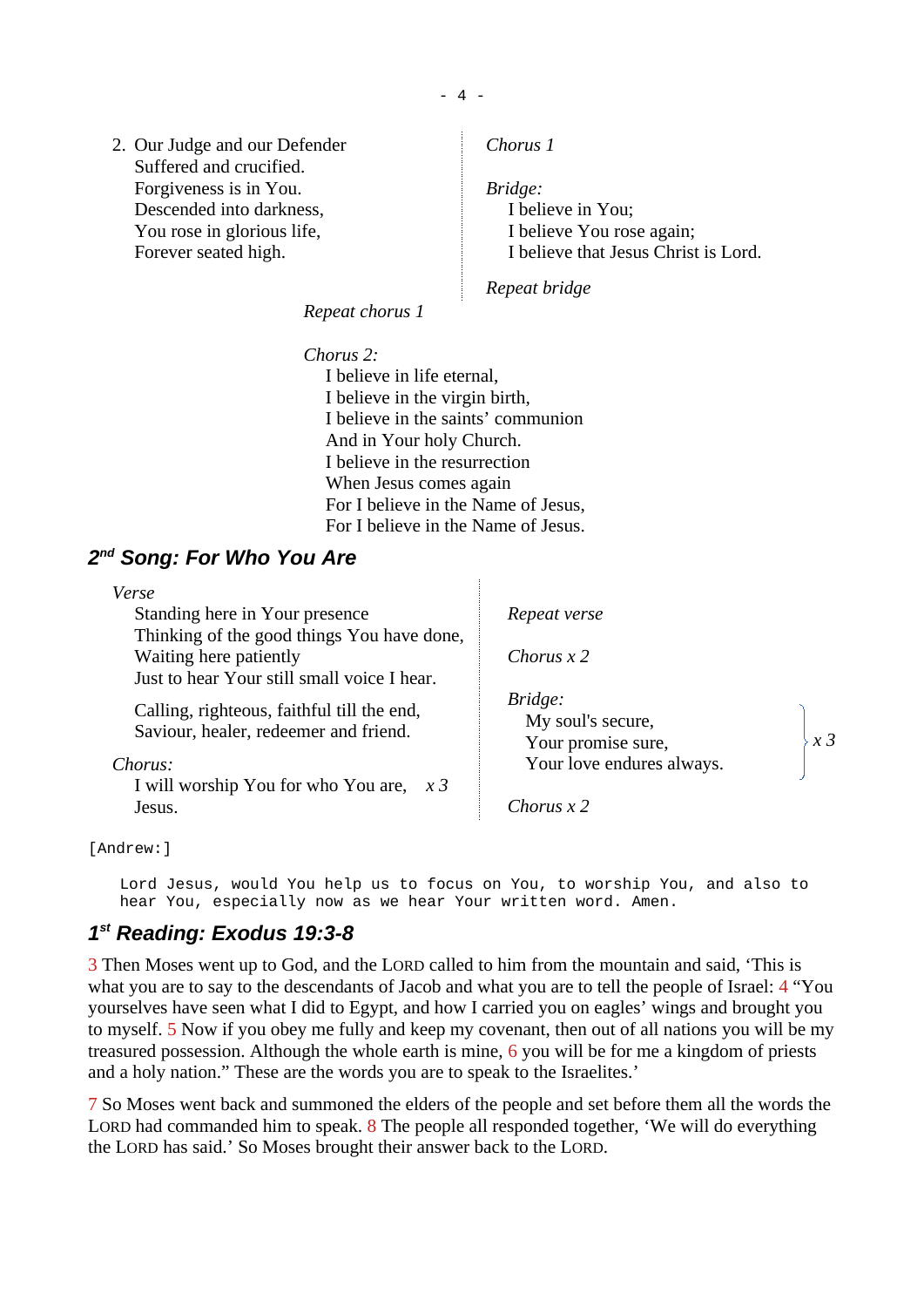2. Our Judge and our Defender
   Suffered and crucified.
   Forgiveness is in You.
   Descended into darkness,
   You rose in glorious life,
   Forever seated high.

*Repeat chorus 1*

*Chorus 2:*
I believe in life eternal,
I believe in the virgin birth,
I believe in the saints' communion
And in Your holy Church.
I believe in the resurrection
When Jesus comes again
For I believe in the Name of Jesus,
For I believe in the Name of Jesus.

*Chorus 1*

*Bridge:*
I believe in You;
I believe You rose again;
I believe that Jesus Christ is Lord.

*Repeat bridge*

## 2nd Song: For Who You Are

*Verse*
Standing here in Your presence
Thinking of the good things You have done,
Waiting here patiently
Just to hear Your still small voice I hear.

Calling, righteous, faithful till the end,
Saviour, healer, redeemer and friend.

*Chorus:*
I will worship You for who You are, *x 3*
Jesus.

*Repeat verse*

*Chorus x 2*

*Bridge:*
My soul's secure,
Your promise sure,
Your love endures always. *x 3*

*Chorus x 2*

```
[Andrew:]

    Lord Jesus, would You help us to focus on You, to worship You, and also to
    hear You, especially now as we hear Your written word. Amen.
```

## 1st Reading: Exodus 19:3-8

3 Then Moses went up to God, and the LORD called to him from the mountain and said, 'This is what you are to say to the descendants of Jacob and what you are to tell the people of Israel: 4 "You yourselves have seen what I did to Egypt, and how I carried you on eagles' wings and brought you to myself. 5 Now if you obey me fully and keep my covenant, then out of all nations you will be my treasured possession. Although the whole earth is mine, 6 you will be for me a kingdom of priests and a holy nation." These are the words you are to speak to the Israelites.'

7 So Moses went back and summoned the elders of the people and set before them all the words the LORD had commanded him to speak. 8 The people all responded together, 'We will do everything the LORD has said.' So Moses brought their answer back to the LORD.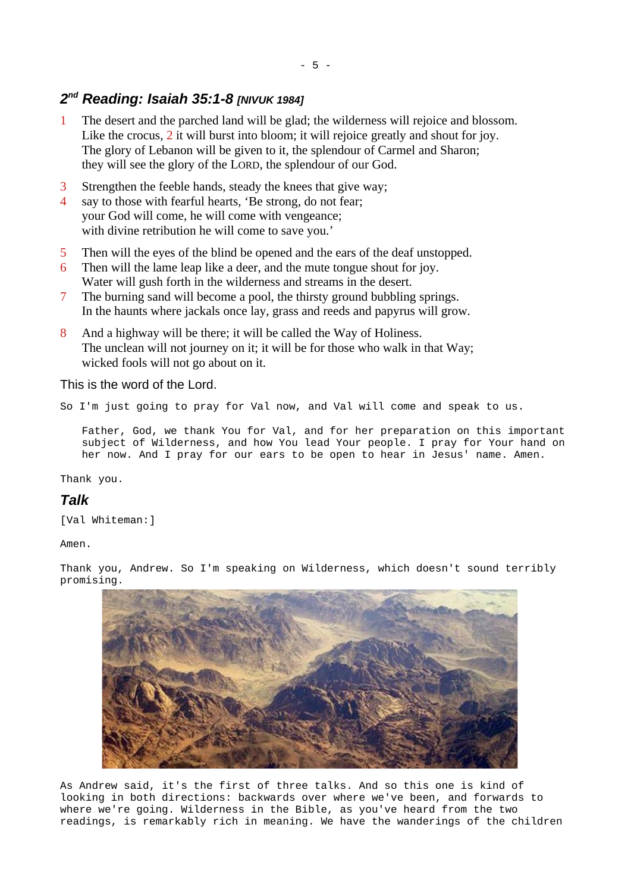## 2nd Reading: Isaiah 35:1-8 *[NIVUK 1984]*

1 The desert and the parched land will be glad; the wilderness will rejoice and blossom.
Like the crocus, 2 it will burst into bloom; it will rejoice greatly and shout for joy.
The glory of Lebanon will be given to it, the splendour of Carmel and Sharon;
they will see the glory of the LORD, the splendour of our God.

3 Strengthen the feeble hands, steady the knees that give way;
4 say to those with fearful hearts, 'Be strong, do not fear;
your God will come, he will come with vengeance;
with divine retribution he will come to save you.'

5 Then will the eyes of the blind be opened and the ears of the deaf unstopped.
6 Then will the lame leap like a deer, and the mute tongue shout for joy.
Water will gush forth in the wilderness and streams in the desert.
7 The burning sand will become a pool, the thirsty ground bubbling springs.
In the haunts where jackals once lay, grass and reeds and papyrus will grow.

8 And a highway will be there; it will be called the Way of Holiness.
The unclean will not journey on it; it will be for those who walk in that Way;
wicked fools will not go about on it.

This is the word of the Lord.

So I'm just going to pray for Val now, and Val will come and speak to us.

> Father, God, we thank You for Val, and for her preparation on this important subject of Wilderness, and how You lead Your people. I pray for Your hand on her now. And I pray for our ears to be open to hear in Jesus' name. Amen.

Thank you.

### *Talk*

[Val Whiteman:]

Amen.

Thank you, Andrew. So I'm speaking on Wilderness, which doesn't sound terribly promising.

As Andrew said, it's the first of three talks. And so this one is kind of looking in both directions: backwards over where we've been, and forwards to where we're going. Wilderness in the Bible, as you've heard from the two readings, is remarkably rich in meaning. We have the wanderings of the children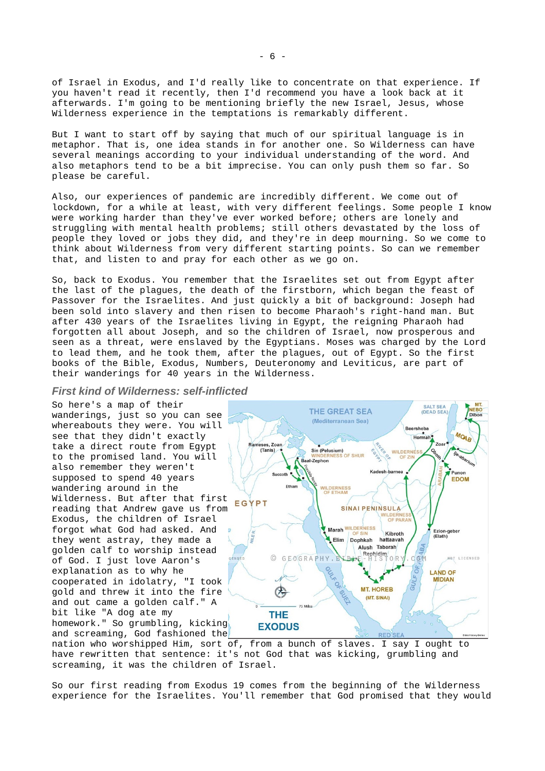of Israel in Exodus, and I'd really like to concentrate on that experience. If you haven't read it recently, then I'd recommend you have a look back at it afterwards. I'm going to be mentioning briefly the new Israel, Jesus, whose Wilderness experience in the temptations is remarkably different.

But I want to start off by saying that much of our spiritual language is in metaphor. That is, one idea stands in for another one. So Wilderness can have several meanings according to your individual understanding of the word. And also metaphors tend to be a bit imprecise. You can only push them so far. So please be careful.

Also, our experiences of pandemic are incredibly different. We come out of lockdown, for a while at least, with very different feelings. Some people I know were working harder than they've ever worked before; others are lonely and struggling with mental health problems; still others devastated by the loss of people they loved or jobs they did, and they're in deep mourning. So we come to think about Wilderness from very different starting points. So can we remember that, and listen to and pray for each other as we go on.

So, back to Exodus. You remember that the Israelites set out from Egypt after the last of the plagues, the death of the firstborn, which began the feast of Passover for the Israelites. And just quickly a bit of background: Joseph had been sold into slavery and then risen to become Pharaoh's right-hand man. But after 430 years of the Israelites living in Egypt, the reigning Pharaoh had forgotten all about Joseph, and so the children of Israel, now prosperous and seen as a threat, were enslaved by the Egyptians. Moses was charged by the Lord to lead them, and he took them, after the plagues, out of Egypt. So the first books of the Bible, Exodus, Numbers, Deuteronomy and Leviticus, are part of their wanderings for 40 years in the Wilderness.

### *First kind of Wilderness: self-inflicted*

So here's a map of their wanderings, just so you can see whereabouts they were. You will see that they didn't exactly take a direct route from Egypt to the promised land. You will also remember they weren't supposed to spend 40 years wandering around in the Wilderness. But after that first reading that Andrew gave us from Exodus, the children of Israel forgot what God had asked. And they went astray, they made a golden calf to worship instead of God. I just love Aaron's explanation as to why he cooperated in idolatry, "I took gold and threw it into the fire and out came a golden calf." A bit like "A dog ate my homework." So grumbling, kicking and screaming, God fashioned the nation who worshipped Him, sort of, from a bunch of slaves. I say I ought to have rewritten that sentence: it's not God that was kicking, grumbling and screaming, it was the children of Israel.

So our first reading from Exodus 19 comes from the beginning of the Wilderness experience for the Israelites. You'll remember that God promised that they would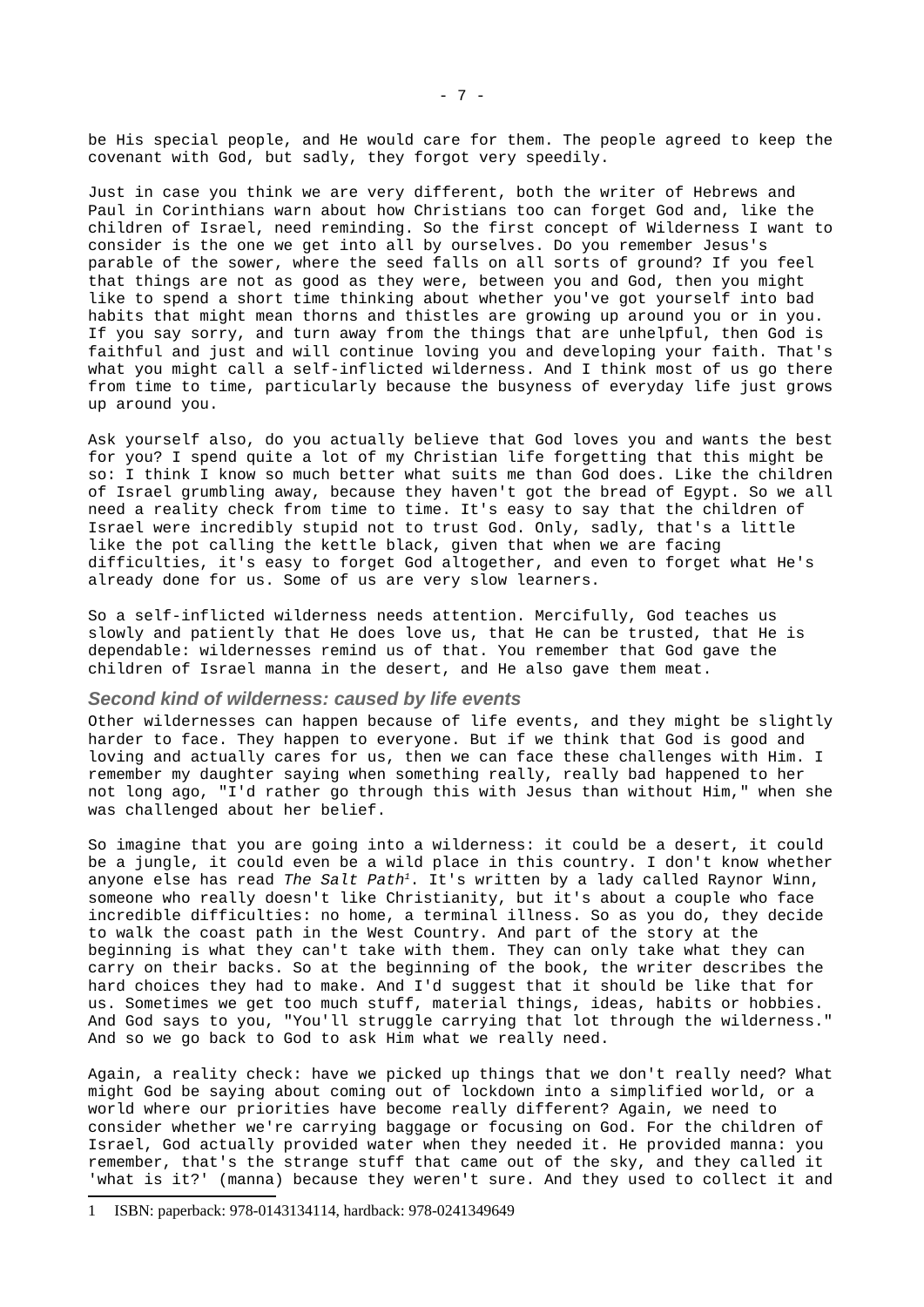be His special people, and He would care for them. The people agreed to keep the covenant with God, but sadly, they forgot very speedily.

Just in case you think we are very different, both the writer of Hebrews and Paul in Corinthians warn about how Christians too can forget God and, like the children of Israel, need reminding. So the first concept of Wilderness I want to consider is the one we get into all by ourselves. Do you remember Jesus's parable of the sower, where the seed falls on all sorts of ground? If you feel that things are not as good as they were, between you and God, then you might like to spend a short time thinking about whether you've got yourself into bad habits that might mean thorns and thistles are growing up around you or in you. If you say sorry, and turn away from the things that are unhelpful, then God is faithful and just and will continue loving you and developing your faith. That's what you might call a self-inflicted wilderness. And I think most of us go there from time to time, particularly because the busyness of everyday life just grows up around you.

Ask yourself also, do you actually believe that God loves you and wants the best for you? I spend quite a lot of my Christian life forgetting that this might be so: I think I know so much better what suits me than God does. Like the children of Israel grumbling away, because they haven't got the bread of Egypt. So we all need a reality check from time to time. It's easy to say that the children of Israel were incredibly stupid not to trust God. Only, sadly, that's a little like the pot calling the kettle black, given that when we are facing difficulties, it's easy to forget God altogether, and even to forget what He's already done for us. Some of us are very slow learners.

So a self-inflicted wilderness needs attention. Mercifully, God teaches us slowly and patiently that He does love us, that He can be trusted, that He is dependable: wildernesses remind us of that. You remember that God gave the children of Israel manna in the desert, and He also gave them meat.

### Second kind of wilderness: caused by life events

Other wildernesses can happen because of life events, and they might be slightly harder to face. They happen to everyone. But if we think that God is good and loving and actually cares for us, then we can face these challenges with Him. I remember my daughter saying when something really, really bad happened to her not long ago, "I'd rather go through this with Jesus than without Him," when she was challenged about her belief.

So imagine that you are going into a wilderness: it could be a desert, it could be a jungle, it could even be a wild place in this country. I don't know whether anyone else has read *The Salt Path*[1]. It's written by a lady called Raynor Winn, someone who really doesn't like Christianity, but it's about a couple who face incredible difficulties: no home, a terminal illness. So as you do, they decide to walk the coast path in the West Country. And part of the story at the beginning is what they can't take with them. They can only take what they can carry on their backs. So at the beginning of the book, the writer describes the hard choices they had to make. And I'd suggest that it should be like that for us. Sometimes we get too much stuff, material things, ideas, habits or hobbies. And God says to you, "You'll struggle carrying that lot through the wilderness." And so we go back to God to ask Him what we really need.

Again, a reality check: have we picked up things that we don't really need? What might God be saying about coming out of lockdown into a simplified world, or a world where our priorities have become really different? Again, we need to consider whether we're carrying baggage or focusing on God. For the children of Israel, God actually provided water when they needed it. He provided manna: you remember, that's the strange stuff that came out of the sky, and they called it 'what is it?' (manna) because they weren't sure. And they used to collect it and

---

1 ISBN: paperback: 978-0143134114, hardback: 978-0241349649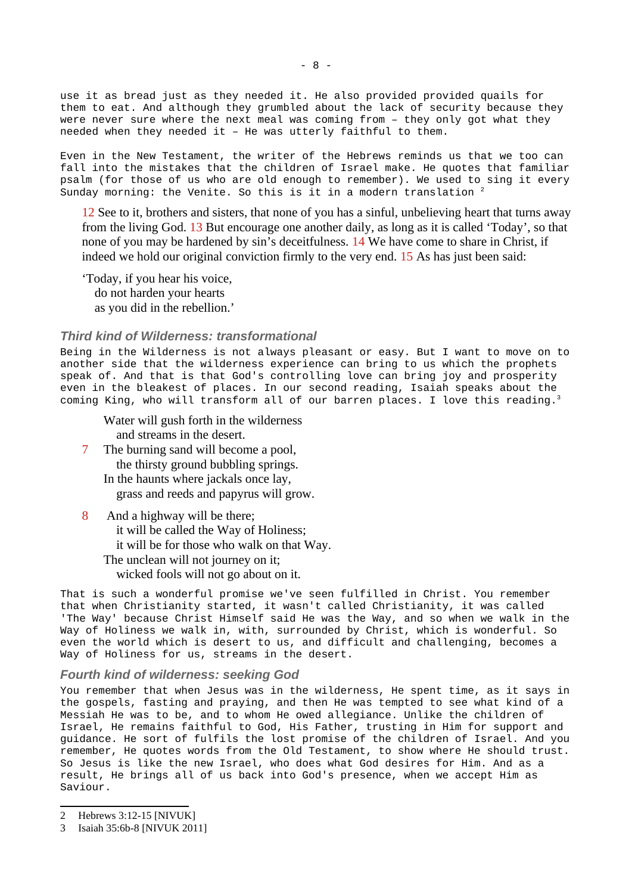use it as bread just as they needed it. He also provided provided quails for them to eat. And although they grumbled about the lack of security because they were never sure where the next meal was coming from – they only got what they needed when they needed it – He was utterly faithful to them.

Even in the New Testament, the writer of the Hebrews reminds us that we too can fall into the mistakes that the children of Israel make. He quotes that familiar psalm (for those of us who are old enough to remember). We used to sing it every Sunday morning: the Venite. So this is it in a modern translation [2]

> 12 See to it, brothers and sisters, that none of you has a sinful, unbelieving heart that turns away from the living God. 13 But encourage one another daily, as long as it is called 'Today', so that none of you may be hardened by sin's deceitfulness. 14 We have come to share in Christ, if indeed we hold our original conviction firmly to the very end. 15 As has just been said:
>
> 'Today, if you hear his voice,
> do not harden your hearts
> as you did in the rebellion.'

### *Third kind of Wilderness: transformational*

Being in the Wilderness is not always pleasant or easy. But I want to move on to another side that the wilderness experience can bring to us which the prophets speak of. And that is that God's controlling love can bring joy and prosperity even in the bleakest of places. In our second reading, Isaiah speaks about the coming King, who will transform all of our barren places. I love this reading.[3]

> Water will gush forth in the wilderness
> and streams in the desert.
> 7 The burning sand will become a pool,
> the thirsty ground bubbling springs.
> In the haunts where jackals once lay,
> grass and reeds and papyrus will grow.
>
> 8 And a highway will be there;
> it will be called the Way of Holiness;
> it will be for those who walk on that Way.
> The unclean will not journey on it;
> wicked fools will not go about on it.

That is such a wonderful promise we've seen fulfilled in Christ. You remember that when Christianity started, it wasn't called Christianity, it was called 'The Way' because Christ Himself said He was the Way, and so when we walk in the Way of Holiness we walk in, with, surrounded by Christ, which is wonderful. So even the world which is desert to us, and difficult and challenging, becomes a Way of Holiness for us, streams in the desert.

### *Fourth kind of wilderness: seeking God*

You remember that when Jesus was in the wilderness, He spent time, as it says in the gospels, fasting and praying, and then He was tempted to see what kind of a Messiah He was to be, and to whom He owed allegiance. Unlike the children of Israel, He remains faithful to God, His Father, trusting in Him for support and guidance. He sort of fulfils the lost promise of the children of Israel. And you remember, He quotes words from the Old Testament, to show where He should trust. So Jesus is like the new Israel, who does what God desires for Him. And as a result, He brings all of us back into God's presence, when we accept Him as Saviour.

---

2 Hebrews 3:12-15 [NIVUK]

3 Isaiah 35:6b-8 [NIVUK 2011]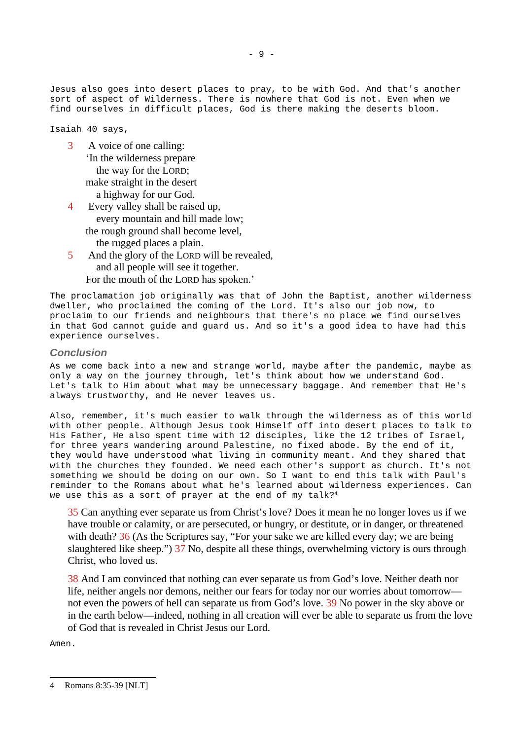Jesus also goes into desert places to pray, to be with God. And that's another sort of aspect of Wilderness. There is nowhere that God is not. Even when we find ourselves in difficult places, God is there making the deserts bloom.

Isaiah 40 says,

> 3 A voice of one calling:
> 'In the wilderness prepare
> the way for the LORD;
> make straight in the desert
> a highway for our God.
> 4 Every valley shall be raised up,
> every mountain and hill made low;
> the rough ground shall become level,
> the rugged places a plain.
> 5 And the glory of the LORD will be revealed,
> and all people will see it together.
> For the mouth of the LORD has spoken.'

The proclamation job originally was that of John the Baptist, another wilderness dweller, who proclaimed the coming of the Lord. It's also our job now, to proclaim to our friends and neighbours that there's no place we find ourselves in that God cannot guide and guard us. And so it's a good idea to have had this experience ourselves.

### Conclusion

As we come back into a new and strange world, maybe after the pandemic, maybe as only a way on the journey through, let's think about how we understand God. Let's talk to Him about what may be unnecessary baggage. And remember that He's always trustworthy, and He never leaves us.

Also, remember, it's much easier to walk through the wilderness as of this world with other people. Although Jesus took Himself off into desert places to talk to His Father, He also spent time with 12 disciples, like the 12 tribes of Israel, for three years wandering around Palestine, no fixed abode. By the end of it, they would have understood what living in community meant. And they shared that with the churches they founded. We need each other's support as church. It's not something we should be doing on our own. So I want to end this talk with Paul's reminder to the Romans about what he's learned about wilderness experiences. Can we use this as a sort of prayer at the end of my talk?[4]

> 35 Can anything ever separate us from Christ's love? Does it mean he no longer loves us if we have trouble or calamity, or are persecuted, or hungry, or destitute, or in danger, or threatened with death? 36 (As the Scriptures say, "For your sake we are killed every day; we are being slaughtered like sheep.") 37 No, despite all these things, overwhelming victory is ours through Christ, who loved us.
>
> 38 And I am convinced that nothing can ever separate us from God's love. Neither death nor life, neither angels nor demons, neither our fears for today nor our worries about tomorrow—not even the powers of hell can separate us from God's love. 39 No power in the sky above or in the earth below—indeed, nothing in all creation will ever be able to separate us from the love of God that is revealed in Christ Jesus our Lord.

Amen.

---

4 Romans 8:35-39 [NLT]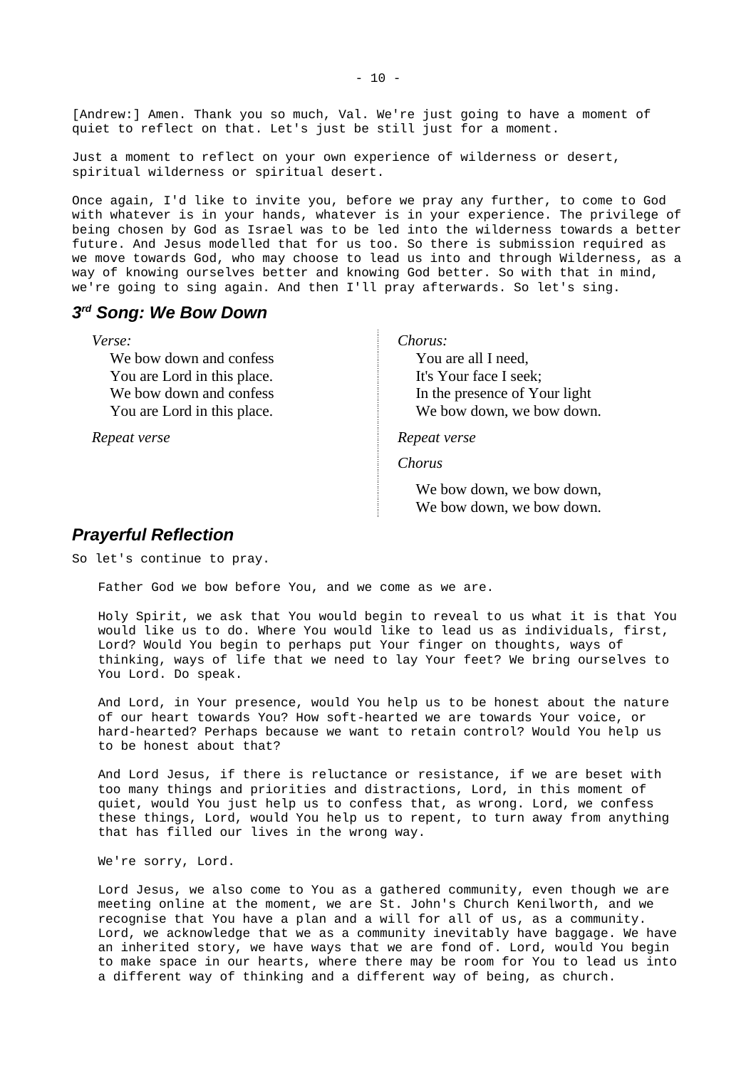[Andrew:] Amen. Thank you so much, Val. We're just going to have a moment of quiet to reflect on that. Let's just be still just for a moment.

Just a moment to reflect on your own experience of wilderness or desert, spiritual wilderness or spiritual desert.

Once again, I'd like to invite you, before we pray any further, to come to God with whatever is in your hands, whatever is in your experience. The privilege of being chosen by God as Israel was to be led into the wilderness towards a better future. And Jesus modelled that for us too. So there is submission required as we move towards God, who may choose to lead us into and through Wilderness, as a way of knowing ourselves better and knowing God better. So with that in mind, we're going to sing again. And then I'll pray afterwards. So let's sing.

## 3rd Song: We Bow Down

*Verse:*

We bow down and confess
You are Lord in this place.
We bow down and confess
You are Lord in this place.

*Repeat verse*

*Chorus:*

You are all I need,
It's Your face I seek;
In the presence of Your light
We bow down, we bow down.

*Repeat verse*

*Chorus*

We bow down, we bow down,
We bow down, we bow down.

## Prayerful Reflection

So let's continue to pray.

Father God we bow before You, and we come as we are.

Holy Spirit, we ask that You would begin to reveal to us what it is that You would like us to do. Where You would like to lead us as individuals, first, Lord? Would You begin to perhaps put Your finger on thoughts, ways of thinking, ways of life that we need to lay Your feet? We bring ourselves to You Lord. Do speak.

And Lord, in Your presence, would You help us to be honest about the nature of our heart towards You? How soft-hearted we are towards Your voice, or hard-hearted? Perhaps because we want to retain control? Would You help us to be honest about that?

And Lord Jesus, if there is reluctance or resistance, if we are beset with too many things and priorities and distractions, Lord, in this moment of quiet, would You just help us to confess that, as wrong. Lord, we confess these things, Lord, would You help us to repent, to turn away from anything that has filled our lives in the wrong way.

We're sorry, Lord.

Lord Jesus, we also come to You as a gathered community, even though we are meeting online at the moment, we are St. John's Church Kenilworth, and we recognise that You have a plan and a will for all of us, as a community. Lord, we acknowledge that we as a community inevitably have baggage. We have an inherited story, we have ways that we are fond of. Lord, would You begin to make space in our hearts, where there may be room for You to lead us into a different way of thinking and a different way of being, as church.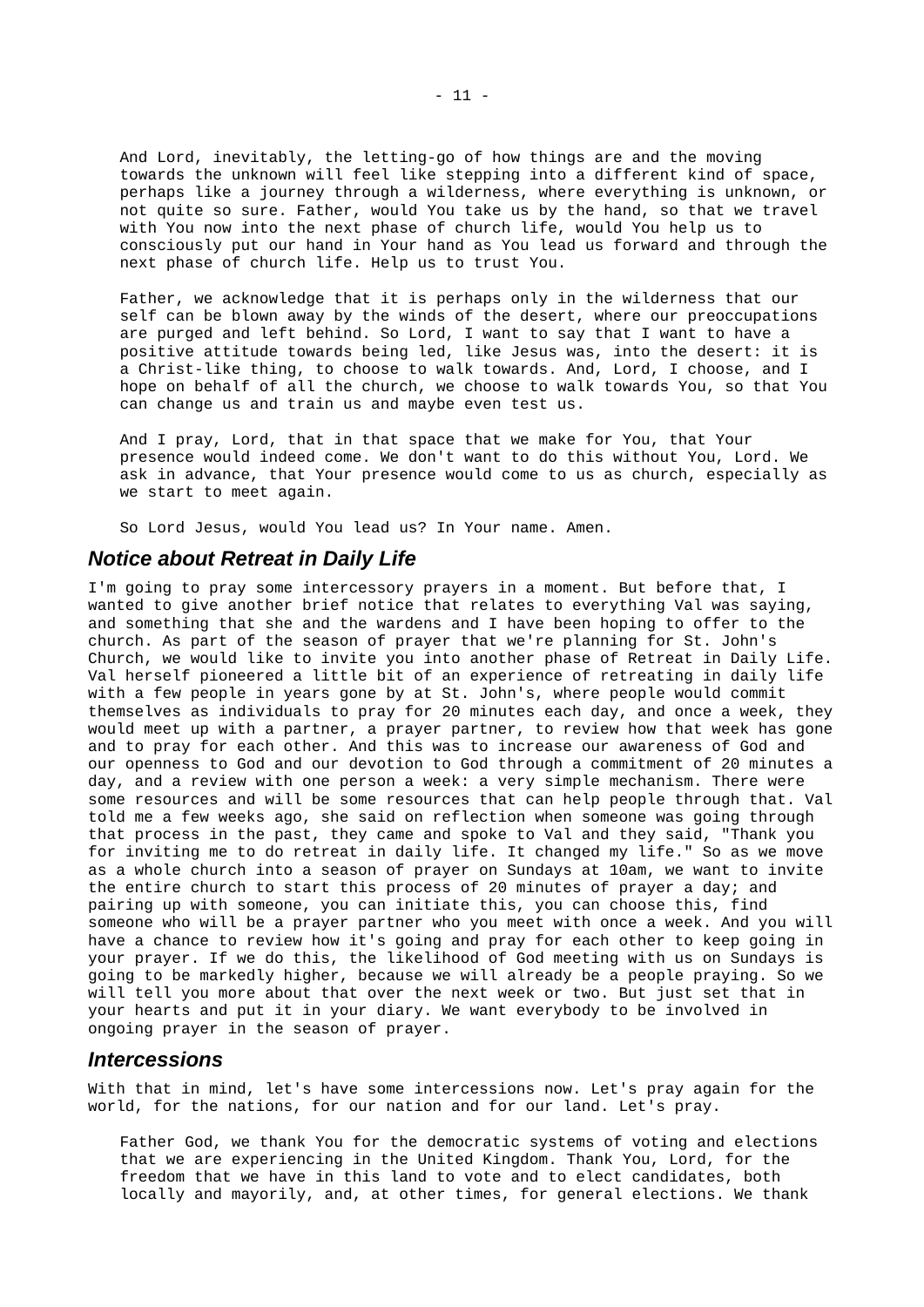And Lord, inevitably, the letting-go of how things are and the moving towards the unknown will feel like stepping into a different kind of space, perhaps like a journey through a wilderness, where everything is unknown, or not quite so sure. Father, would You take us by the hand, so that we travel with You now into the next phase of church life, would You help us to consciously put our hand in Your hand as You lead us forward and through the next phase of church life. Help us to trust You.

Father, we acknowledge that it is perhaps only in the wilderness that our self can be blown away by the winds of the desert, where our preoccupations are purged and left behind. So Lord, I want to say that I want to have a positive attitude towards being led, like Jesus was, into the desert: it is a Christ-like thing, to choose to walk towards. And, Lord, I choose, and I hope on behalf of all the church, we choose to walk towards You, so that You can change us and train us and maybe even test us.

And I pray, Lord, that in that space that we make for You, that Your presence would indeed come. We don't want to do this without You, Lord. We ask in advance, that Your presence would come to us as church, especially as we start to meet again.

So Lord Jesus, would You lead us? In Your name. Amen.

## *Notice about Retreat in Daily Life*

I'm going to pray some intercessory prayers in a moment. But before that, I wanted to give another brief notice that relates to everything Val was saying, and something that she and the wardens and I have been hoping to offer to the church. As part of the season of prayer that we're planning for St. John's Church, we would like to invite you into another phase of Retreat in Daily Life. Val herself pioneered a little bit of an experience of retreating in daily life with a few people in years gone by at St. John's, where people would commit themselves as individuals to pray for 20 minutes each day, and once a week, they would meet up with a partner, a prayer partner, to review how that week has gone and to pray for each other. And this was to increase our awareness of God and our openness to God and our devotion to God through a commitment of 20 minutes a day, and a review with one person a week: a very simple mechanism. There were some resources and will be some resources that can help people through that. Val told me a few weeks ago, she said on reflection when someone was going through that process in the past, they came and spoke to Val and they said, "Thank you for inviting me to do retreat in daily life. It changed my life." So as we move as a whole church into a season of prayer on Sundays at 10am, we want to invite the entire church to start this process of 20 minutes of prayer a day; and pairing up with someone, you can initiate this, you can choose this, find someone who will be a prayer partner who you meet with once a week. And you will have a chance to review how it's going and pray for each other to keep going in your prayer. If we do this, the likelihood of God meeting with us on Sundays is going to be markedly higher, because we will already be a people praying. So we will tell you more about that over the next week or two. But just set that in your hearts and put it in your diary. We want everybody to be involved in ongoing prayer in the season of prayer.

## *Intercessions*

With that in mind, let's have some intercessions now. Let's pray again for the world, for the nations, for our nation and for our land. Let's pray.

Father God, we thank You for the democratic systems of voting and elections that we are experiencing in the United Kingdom. Thank You, Lord, for the freedom that we have in this land to vote and to elect candidates, both locally and mayorily, and, at other times, for general elections. We thank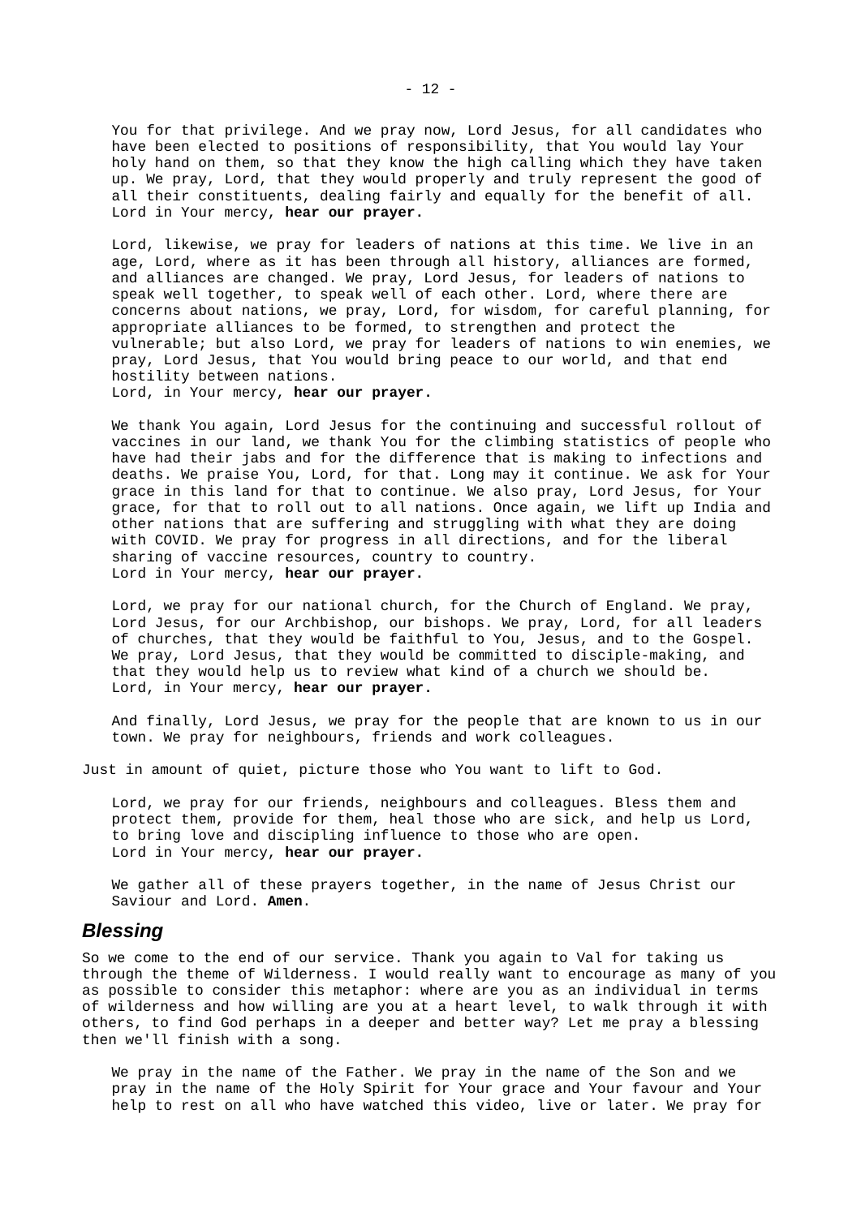You for that privilege. And we pray now, Lord Jesus, for all candidates who have been elected to positions of responsibility, that You would lay Your holy hand on them, so that they know the high calling which they have taken up. We pray, Lord, that they would properly and truly represent the good of all their constituents, dealing fairly and equally for the benefit of all. Lord in Your mercy, **hear our prayer.**

Lord, likewise, we pray for leaders of nations at this time. We live in an age, Lord, where as it has been through all history, alliances are formed, and alliances are changed. We pray, Lord Jesus, for leaders of nations to speak well together, to speak well of each other. Lord, where there are concerns about nations, we pray, Lord, for wisdom, for careful planning, for appropriate alliances to be formed, to strengthen and protect the vulnerable; but also Lord, we pray for leaders of nations to win enemies, we pray, Lord Jesus, that You would bring peace to our world, and that end hostility between nations.
Lord, in Your mercy, **hear our prayer.**

We thank You again, Lord Jesus for the continuing and successful rollout of vaccines in our land, we thank You for the climbing statistics of people who have had their jabs and for the difference that is making to infections and deaths. We praise You, Lord, for that. Long may it continue. We ask for Your grace in this land for that to continue. We also pray, Lord Jesus, for Your grace, for that to roll out to all nations. Once again, we lift up India and other nations that are suffering and struggling with what they are doing with COVID. We pray for progress in all directions, and for the liberal sharing of vaccine resources, country to country.
Lord in Your mercy, **hear our prayer.**

Lord, we pray for our national church, for the Church of England. We pray, Lord Jesus, for our Archbishop, our bishops. We pray, Lord, for all leaders of churches, that they would be faithful to You, Jesus, and to the Gospel. We pray, Lord Jesus, that they would be committed to disciple-making, and that they would help us to review what kind of a church we should be.
Lord, in Your mercy, **hear our prayer.**

And finally, Lord Jesus, we pray for the people that are known to us in our town. We pray for neighbours, friends and work colleagues.

Just in amount of quiet, picture those who You want to lift to God.

Lord, we pray for our friends, neighbours and colleagues. Bless them and protect them, provide for them, heal those who are sick, and help us Lord, to bring love and discipling influence to those who are open.
Lord in Your mercy, **hear our prayer.**

We gather all of these prayers together, in the name of Jesus Christ our Saviour and Lord. **Amen**.

## *Blessing*

So we come to the end of our service. Thank you again to Val for taking us through the theme of Wilderness. I would really want to encourage as many of you as possible to consider this metaphor: where are you as an individual in terms of wilderness and how willing are you at a heart level, to walk through it with others, to find God perhaps in a deeper and better way? Let me pray a blessing then we'll finish with a song.

We pray in the name of the Father. We pray in the name of the Son and we pray in the name of the Holy Spirit for Your grace and Your favour and Your help to rest on all who have watched this video, live or later. We pray for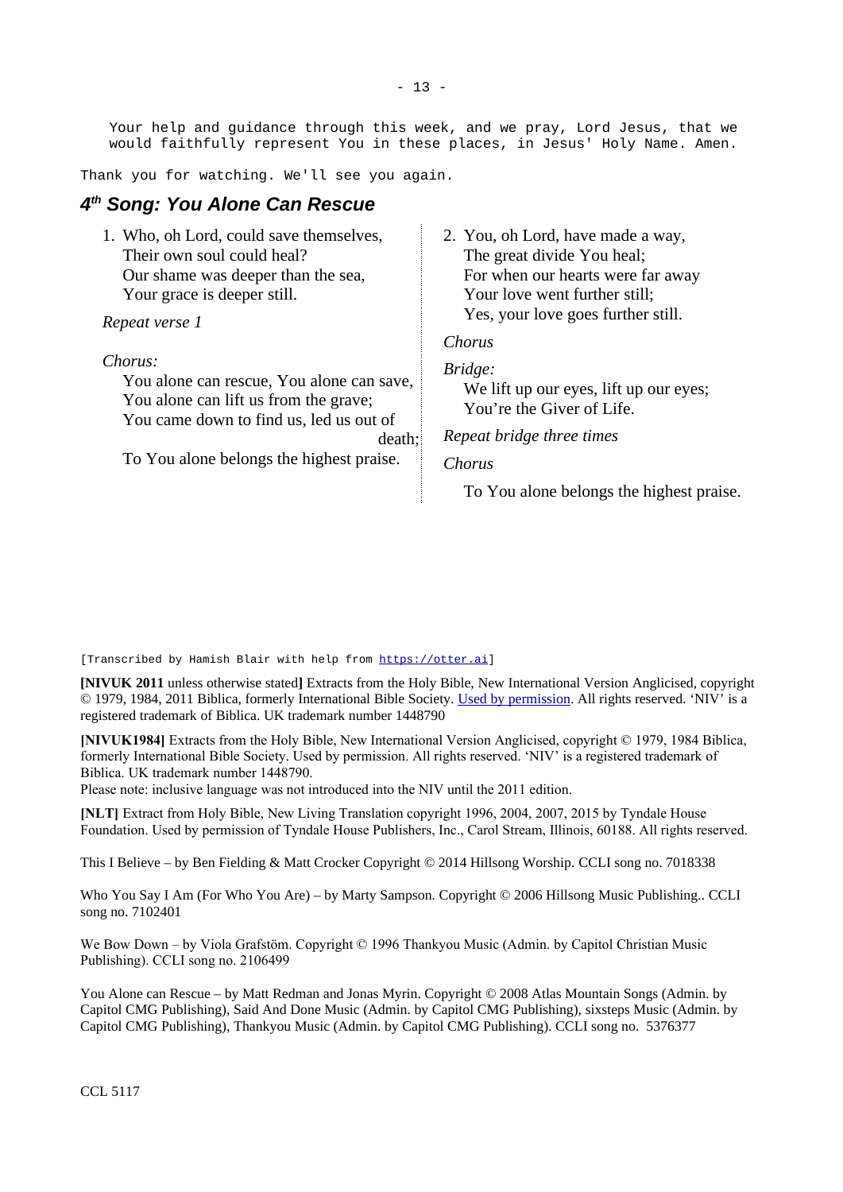Your help and guidance through this week, and we pray, Lord Jesus, that we would faithfully represent You in these places, in Jesus' Holy Name. Amen.

Thank you for watching. We'll see you again.

## 4th Song: You Alone Can Rescue

1. Who, oh Lord, could save themselves,
   Their own soul could heal?
   Our shame was deeper than the sea,
   Your grace is deeper still.

*Repeat verse 1*

*Chorus:*

You alone can rescue, You alone can save,
You alone can lift us from the grave;
You came down to find us, led us out of death;
To You alone belongs the highest praise.

2. You, oh Lord, have made a way,
   The great divide You heal;
   For when our hearts were far away
   Your love went further still;
   Yes, your love goes further still.

*Chorus*

*Bridge:*

We lift up our eyes, lift up our eyes;
You're the Giver of Life.

*Repeat bridge three times*

*Chorus*

To You alone belongs the highest praise.

[Transcribed by Hamish Blair with help from https://otter.ai]

**[NIVUK 2011** unless otherwise stated**]** Extracts from the Holy Bible, New International Version Anglicised, copyright © 1979, 1984, 2011 Biblica, formerly International Bible Society. Used by permission. All rights reserved. 'NIV' is a registered trademark of Biblica. UK trademark number 1448790

**[NIVUK1984]** Extracts from the Holy Bible, New International Version Anglicised, copyright © 1979, 1984 Biblica, formerly International Bible Society. Used by permission. All rights reserved. 'NIV' is a registered trademark of Biblica. UK trademark number 1448790.
Please note: inclusive language was not introduced into the NIV until the 2011 edition.

**[NLT]** Extract from Holy Bible, New Living Translation copyright 1996, 2004, 2007, 2015 by Tyndale House Foundation. Used by permission of Tyndale House Publishers, Inc., Carol Stream, Illinois, 60188. All rights reserved.

This I Believe – by Ben Fielding & Matt Crocker Copyright © 2014 Hillsong Worship. CCLI song no. 7018338

Who You Say I Am (For Who You Are) – by Marty Sampson. Copyright © 2006 Hillsong Music Publishing.. CCLI song no. 7102401

We Bow Down – by Viola Grafstöm. Copyright © 1996 Thankyou Music (Admin. by Capitol Christian Music Publishing). CCLI song no. 2106499

You Alone can Rescue – by Matt Redman and Jonas Myrin. Copyright © 2008 Atlas Mountain Songs (Admin. by Capitol CMG Publishing), Said And Done Music (Admin. by Capitol CMG Publishing), sixsteps Music (Admin. by Capitol CMG Publishing), Thankyou Music (Admin. by Capitol CMG Publishing). CCLI song no. 5376377

CCL 5117